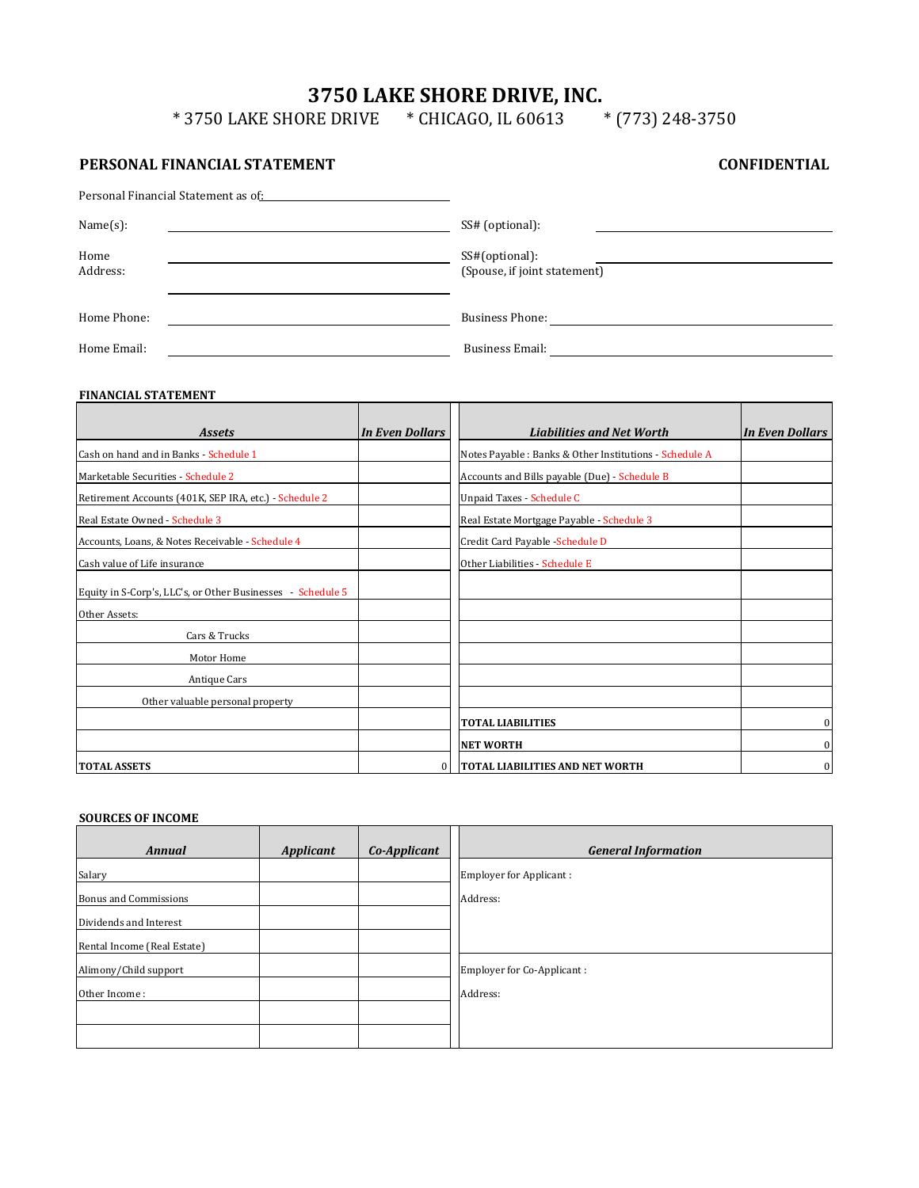# 3750 LAKE SHORE DRIVE, INC.

\* 3750 LAKE SHORE DRIVE  \* CHICAGO, IL 60613  \* (773) 248-3750

## PERSONAL FINANCIAL STATEMENT

**CONFIDENTIAL**

Personal Financial Statement as of: \_\_\_\_\_\_\_\_\_\_\_\_\_\_\_\_\_\_\_\_

Name(s): \_\_\_\_\_\_\_\_\_\_\_\_\_\_\_\_\_\_\_\_  SS# (optional): \_\_\_\_\_\_\_\_\_\_\_\_\_\_\_\_\_\_\_\_

Home Address: \_\_\_\_\_\_\_\_\_\_\_\_\_\_\_\_\_\_\_\_  SS#(optional): (Spouse, if joint statement) \_\_\_\_\_\_\_\_\_\_\_\_\_\_\_\_\_\_\_\_

Home Phone: \_\_\_\_\_\_\_\_\_\_\_\_\_\_\_\_\_\_\_\_  Business Phone: \_\_\_\_\_\_\_\_\_\_\_\_\_\_\_\_\_\_\_\_

Home Email: \_\_\_\_\_\_\_\_\_\_\_\_\_\_\_\_\_\_\_\_  Business Email: \_\_\_\_\_\_\_\_\_\_\_\_\_\_\_\_\_\_\_\_

### FINANCIAL STATEMENT

| *Assets* | *In Even Dollars* | *Liabilities and Net Worth* | *In Even Dollars* |
|---|---|---|---|
| Cash on hand and in Banks - Schedule 1 | | Notes Payable : Banks & Other Institutions - Schedule A | |
| Marketable Securities - Schedule 2 | | Accounts and Bills payable (Due) - Schedule B | |
| Retirement Accounts (401K, SEP IRA, etc.) - Schedule 2 | | Unpaid Taxes - Schedule C | |
| Real Estate Owned - Schedule 3 | | Real Estate Mortgage Payable - Schedule 3 | |
| Accounts, Loans, & Notes Receivable - Schedule 4 | | Credit Card Payable -Schedule D | |
| Cash value of Life insurance | | Other Liabilities - Schedule E | |
| Equity in S-Corp's, LLC's, or Other Businesses - Schedule 5 | | | |
| Other Assets: | | | |
| Cars & Trucks | | | |
| Motor Home | | | |
| Antique Cars | | | |
| Other valuable personal property | | | |
| | | **TOTAL LIABILITIES** | 0 |
| | | **NET WORTH** | 0 |
| **TOTAL ASSETS** | 0 | **TOTAL LIABILITIES AND NET WORTH** | 0 |

### SOURCES OF INCOME

| *Annual* | *Applicant* | *Co-Applicant* | *General Information* |
|---|---|---|---|
| Salary | | | Employer for Applicant : |
| Bonus and Commissions | | | Address: |
| Dividends and Interest | | | |
| Rental Income (Real Estate) | | | |
| Alimony/Child support | | | Employer for Co-Applicant : |
| Other Income : | | | Address: |
| | | | |
| | | | |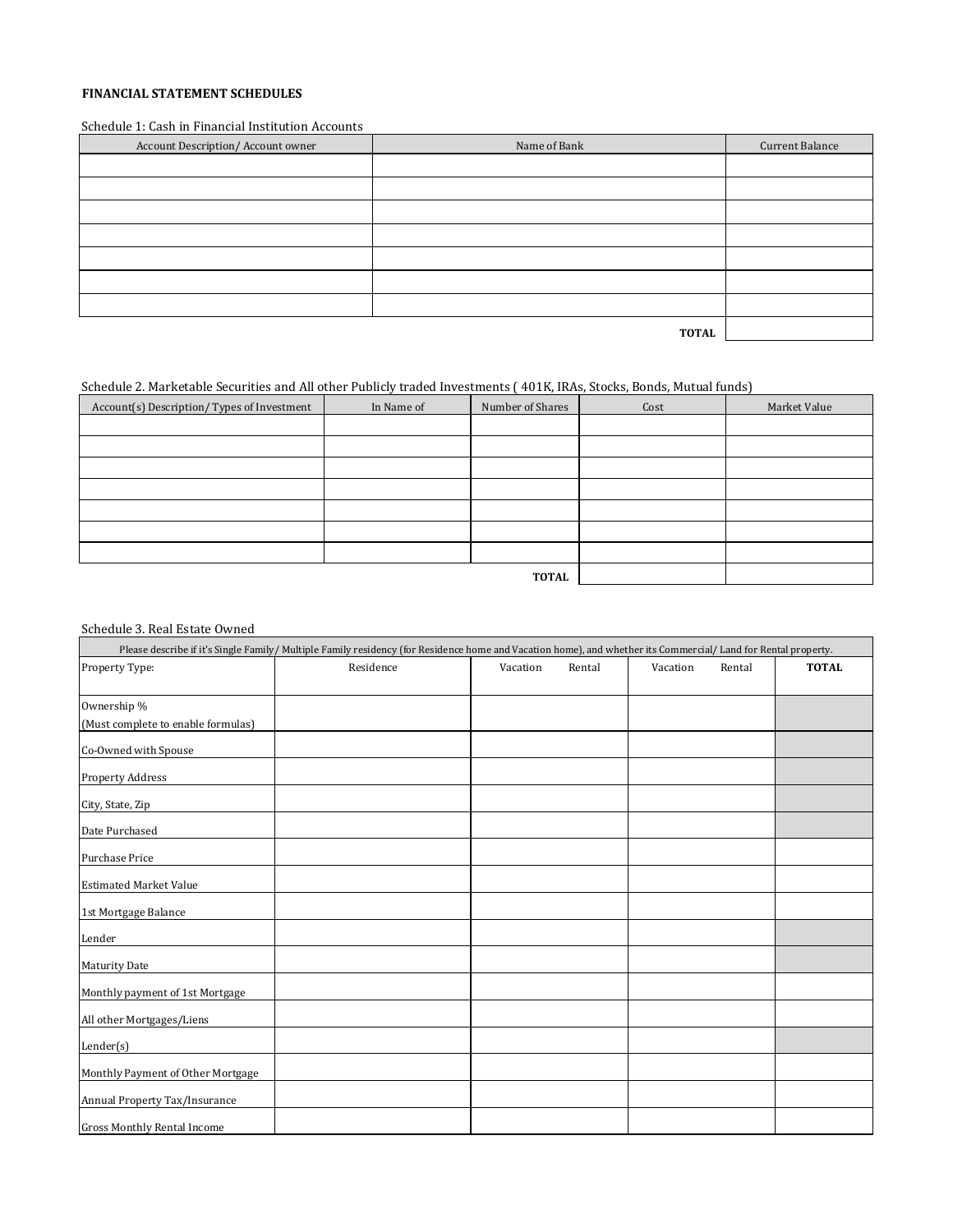**FINANCIAL STATEMENT SCHEDULES**

Schedule 1: Cash in Financial Institution Accounts

| Account Description/ Account owner | Name of Bank | Current Balance |
|---|---|---|
| | | |
| | | |
| | | |
| | | |
| | | |
| | | |
| | | |
| | **TOTAL** | |

Schedule 2. Marketable Securities and All other Publicly traded Investments ( 401K, IRAs, Stocks, Bonds, Mutual funds)

| Account(s) Description/ Types of Investment | In Name of | Number of Shares | Cost | Market Value |
|---|---|---|---|---|
| | | | | |
| | | | | |
| | | | | |
| | | | | |
| | | | | |
| | | | | |
| | | | | |
| | | **TOTAL** | | |

Schedule 3. Real Estate Owned

| Please describe if it's Single Family/ Multiple Family residency (for Residence home and Vacation home), and whether its Commercial/ Land for Rental property. | | | | |
|---|---|---|---|---|
| Property Type: | Residence | Vacation Rental | Vacation Rental | **TOTAL** |
| Ownership % (Must complete to enable formulas) | | | | |
| Co-Owned with Spouse | | | | |
| Property Address | | | | |
| City, State, Zip | | | | |
| Date Purchased | | | | |
| Purchase Price | | | | |
| Estimated Market Value | | | | |
| 1st Mortgage Balance | | | | |
| Lender | | | | |
| Maturity Date | | | | |
| Monthly payment of 1st Mortgage | | | | |
| All other Mortgages/Liens | | | | |
| Lender(s) | | | | |
| Monthly Payment of Other Mortgage | | | | |
| Annual Property Tax/Insurance | | | | |
| Gross Monthly Rental Income | | | | |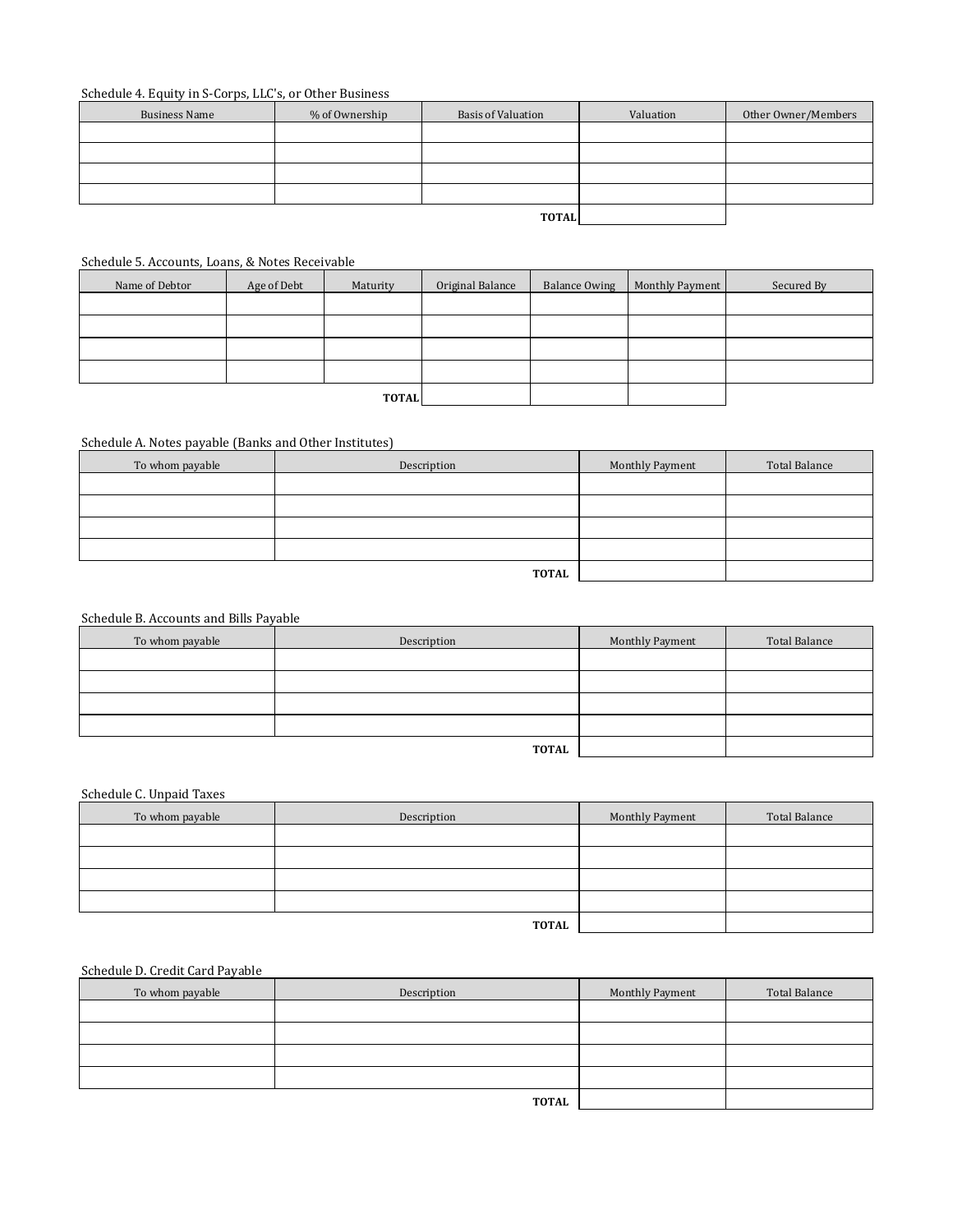Schedule 4. Equity in S-Corps, LLC's, or Other Business

| Business Name | % of Ownership | Basis of Valuation | Valuation | Other Owner/Members |
|---|---|---|---|---|
| | | | | |
| | | | | |
| | | | | |
| | | | | |
| | | **TOTAL** | | |

Schedule 5. Accounts, Loans, & Notes Receivable

| Name of Debtor | Age of Debt | Maturity | Original Balance | Balance Owing | Monthly Payment | Secured By |
|---|---|---|---|---|---|---|
| | | | | | | |
| | | | | | | |
| | | | | | | |
| | | | | | | |
| | | **TOTAL** | | | | |

Schedule A. Notes payable (Banks and Other Institutes)

| To whom payable | Description | Monthly Payment | Total Balance |
|---|---|---|---|
| | | | |
| | | | |
| | | | |
| | | | |
| | **TOTAL** | | |

Schedule B. Accounts and Bills Payable

| To whom payable | Description | Monthly Payment | Total Balance |
|---|---|---|---|
| | | | |
| | | | |
| | | | |
| | | | |
| | **TOTAL** | | |

Schedule C. Unpaid Taxes

| To whom payable | Description | Monthly Payment | Total Balance |
|---|---|---|---|
| | | | |
| | | | |
| | | | |
| | | | |
| | **TOTAL** | | |

Schedule D. Credit Card Payable

| To whom payable | Description | Monthly Payment | Total Balance |
|---|---|---|---|
| | | | |
| | | | |
| | | | |
| | | | |
| | **TOTAL** | | |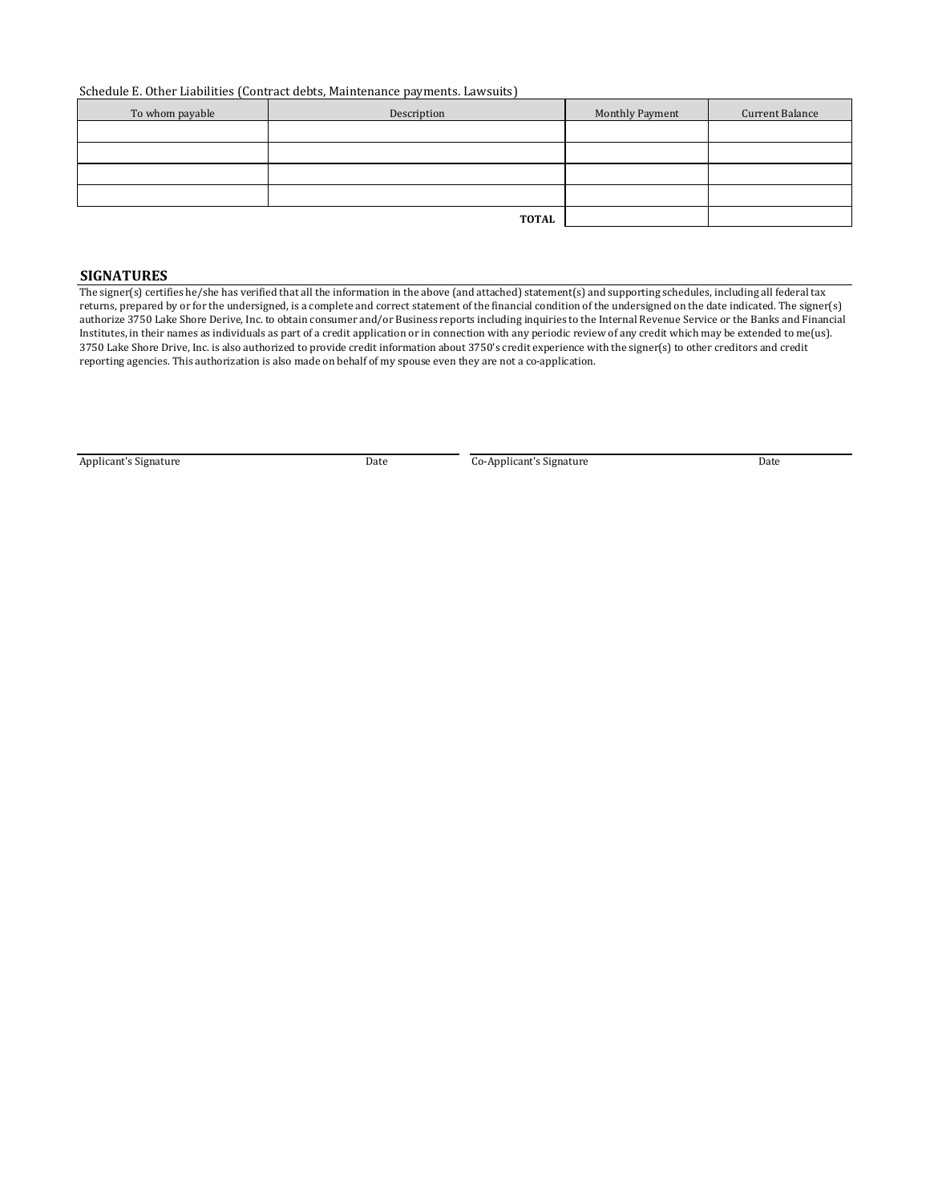Schedule E. Other Liabilities (Contract debts, Maintenance payments. Lawsuits)

| To whom payable | Description | Monthly Payment | Current Balance |
| --- | --- | --- | --- |
| | | | |
| | | | |
| | | | |
| | | | |
| | **TOTAL** | | |

## SIGNATURES

The signer(s) certifies he/she has verified that all the information in the above (and attached) statement(s) and supporting schedules, including all federal tax returns, prepared by or for the undersigned, is a complete and correct statement of the financial condition of the undersigned on the date indicated. The signer(s) authorize 3750 Lake Shore Derive, Inc. to obtain consumer and/or Business reports including inquiries to the Internal Revenue Service or the Banks and Financial Institutes, in their names as individuals as part of a credit application or in connection with any periodic review of any credit which may be extended to me(us). 3750 Lake Shore Drive, Inc. is also authorized to provide credit information about 3750's credit experience with the signer(s) to other creditors and credit reporting agencies. This authorization is also made on behalf of my spouse even they are not a co-application.

Applicant's Signature Date

Co-Applicant's Signature Date